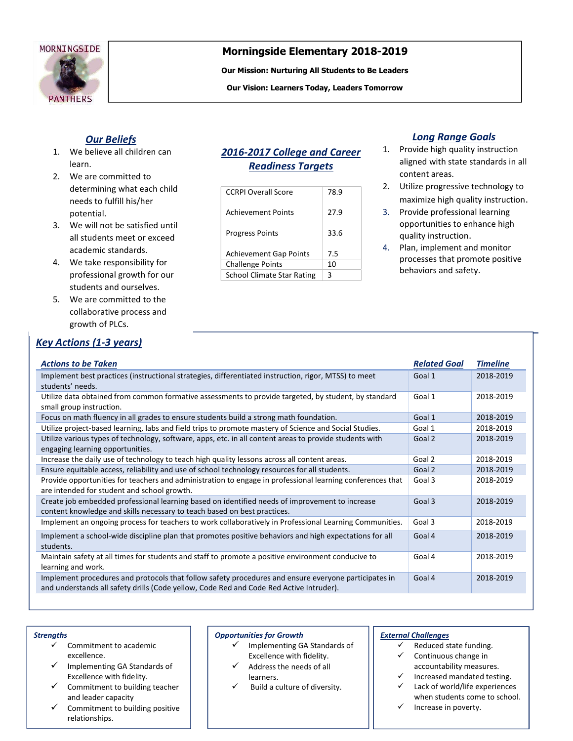# Morningside Elementary 2018-2019

**Our Mission: Nurturing All Students to Be Leaders**

**Our Vision: Learners Today, Leaders Tomorrow**

## Our Beliefs

1. We believe all children can learn.
2. We are committed to determining what each child needs to fulfill his/her potential.
3. We will not be satisfied until all students meet or exceed academic standards.
4. We take responsibility for professional growth for our students and ourselves.
5. We are committed to the collaborative process and growth of PLCs.

## 2016-2017 College and Career Readiness Targets

| | |
|---|---|
| CCRPI Overall Score | 78.9 |
| Achievement Points | 27.9 |
| Progress Points | 33.6 |
| Achievement Gap Points | 7.5 |
| Challenge Points | 10 |
| School Climate Star Rating | 3 |

## Long Range Goals

1. Provide high quality instruction aligned with state standards in all content areas.
2. Utilize progressive technology to maximize high quality instruction.
3. Provide professional learning opportunities to enhance high quality instruction.
4. Plan, implement and monitor processes that promote positive behaviors and safety.

## Key Actions (1-3 years)

| Actions to be Taken | Related Goal | Timeline |
|---|---|---|
| Implement best practices (instructional strategies, differentiated instruction, rigor, MTSS) to meet students' needs. | Goal 1 | 2018-2019 |
| Utilize data obtained from common formative assessments to provide targeted, by student, by standard small group instruction. | Goal 1 | 2018-2019 |
| Focus on math fluency in all grades to ensure students build a strong math foundation. | Goal 1 | 2018-2019 |
| Utilize project-based learning, labs and field trips to promote mastery of Science and Social Studies. | Goal 1 | 2018-2019 |
| Utilize various types of technology, software, apps, etc. in all content areas to provide students with engaging learning opportunities. | Goal 2 | 2018-2019 |
| Increase the daily use of technology to teach high quality lessons across all content areas. | Goal 2 | 2018-2019 |
| Ensure equitable access, reliability and use of school technology resources for all students. | Goal 2 | 2018-2019 |
| Provide opportunities for teachers and administration to engage in professional learning conferences that are intended for student and school growth. | Goal 3 | 2018-2019 |
| Create job embedded professional learning based on identified needs of improvement to increase content knowledge and skills necessary to teach based on best practices. | Goal 3 | 2018-2019 |
| Implement an ongoing process for teachers to work collaboratively in Professional Learning Communities. | Goal 3 | 2018-2019 |
| Implement a school-wide discipline plan that promotes positive behaviors and high expectations for all students. | Goal 4 | 2018-2019 |
| Maintain safety at all times for students and staff to promote a positive environment conducive to learning and work. | Goal 4 | 2018-2019 |
| Implement procedures and protocols that follow safety procedures and ensure everyone participates in and understands all safety drills (Code yellow, Code Red and Code Red Active Intruder). | Goal 4 | 2018-2019 |

### Strengths

- ✓ Commitment to academic excellence.
- ✓ Implementing GA Standards of Excellence with fidelity.
- ✓ Commitment to building teacher and leader capacity
- ✓ Commitment to building positive relationships.

### Opportunities for Growth

- ✓ Implementing GA Standards of Excellence with fidelity.
- ✓ Address the needs of all learners.
- ✓ Build a culture of diversity.

### External Challenges

- ✓ Reduced state funding.
- ✓ Continuous change in accountability measures.
- ✓ Increased mandated testing.
- ✓ Lack of world/life experiences when students come to school.
- ✓ Increase in poverty.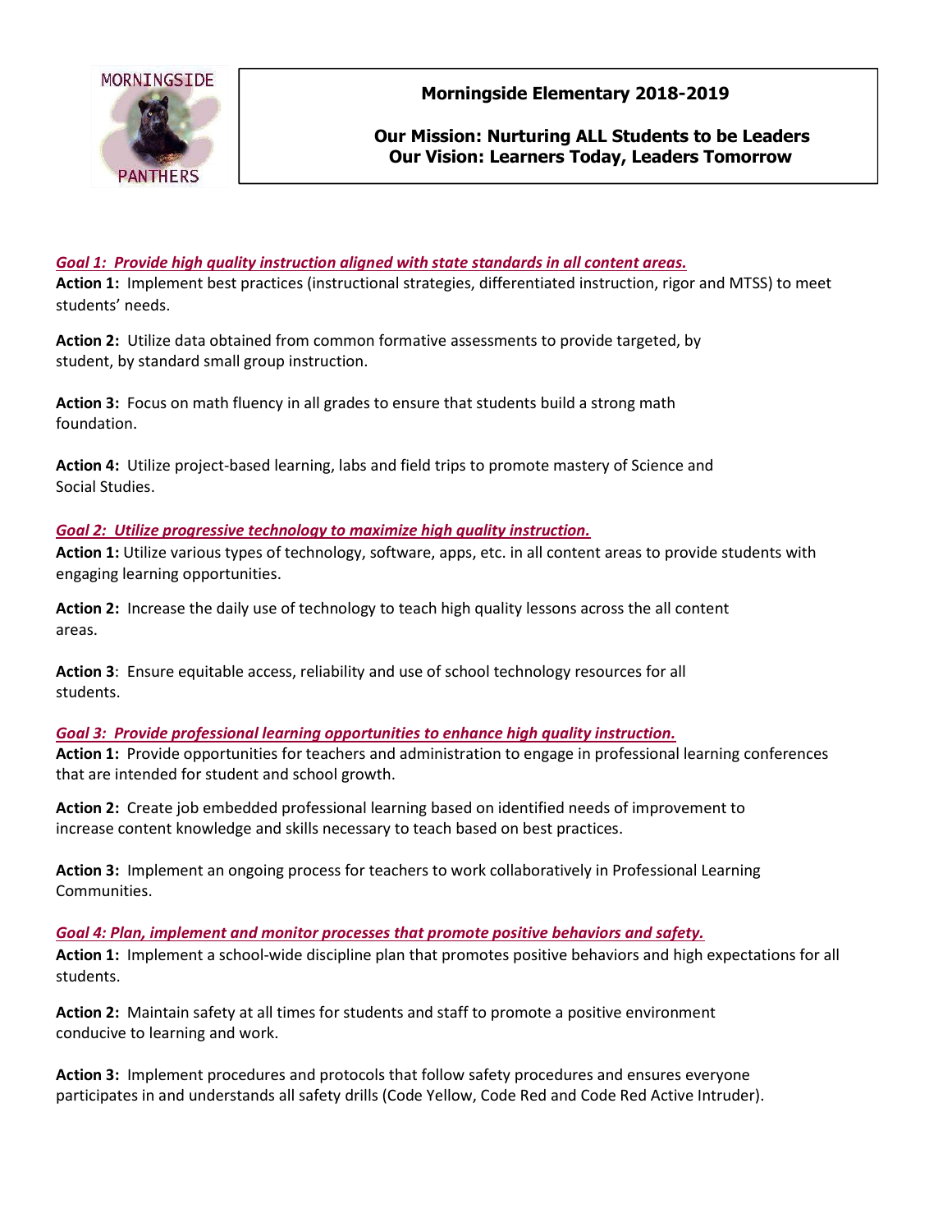MORNINGSIDE PANTHERS

# Morningside Elementary 2018-2019

**Our Mission: Nurturing ALL Students to be Leaders**
**Our Vision: Learners Today, Leaders Tomorrow**

***Goal 1: Provide high quality instruction aligned with state standards in all content areas.***

**Action 1:** Implement best practices (instructional strategies, differentiated instruction, rigor and MTSS) to meet students' needs.

**Action 2:** Utilize data obtained from common formative assessments to provide targeted, by student, by standard small group instruction.

**Action 3:** Focus on math fluency in all grades to ensure that students build a strong math foundation.

**Action 4:** Utilize project-based learning, labs and field trips to promote mastery of Science and Social Studies.

***Goal 2: Utilize progressive technology to maximize high quality instruction.***

**Action 1:** Utilize various types of technology, software, apps, etc. in all content areas to provide students with engaging learning opportunities.

**Action 2:** Increase the daily use of technology to teach high quality lessons across the all content areas.

**Action 3**: Ensure equitable access, reliability and use of school technology resources for all students.

***Goal 3: Provide professional learning opportunities to enhance high quality instruction.***

**Action 1:** Provide opportunities for teachers and administration to engage in professional learning conferences that are intended for student and school growth.

**Action 2:** Create job embedded professional learning based on identified needs of improvement to increase content knowledge and skills necessary to teach based on best practices.

**Action 3:** Implement an ongoing process for teachers to work collaboratively in Professional Learning Communities.

***Goal 4: Plan, implement and monitor processes that promote positive behaviors and safety.***

**Action 1:** Implement a school-wide discipline plan that promotes positive behaviors and high expectations for all students.

**Action 2:** Maintain safety at all times for students and staff to promote a positive environment conducive to learning and work.

**Action 3:** Implement procedures and protocols that follow safety procedures and ensures everyone participates in and understands all safety drills (Code Yellow, Code Red and Code Red Active Intruder).